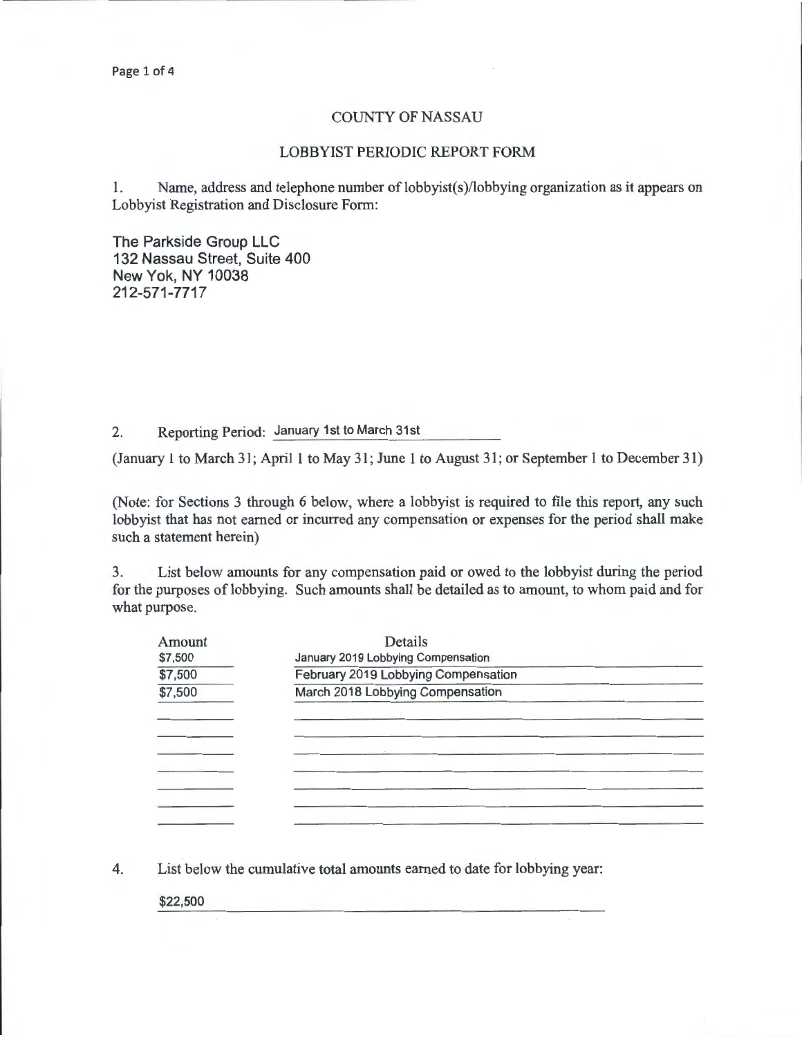# COUNTY OF NASSAU

## LOBBYIST PERIODIC REPORT FORM

1. Name, address and telephone number of lobbyist(s)/lobbying organization as it appears on Lobbyist Registration and Disclosure Form:

The Parkside Group LLC
132 Nassau Street, Suite 400
New Yok, NY 10038
212-571-7717

2. Reporting Period: January 1st to March 31st

(January 1 to March 31; April 1 to May 31; June 1 to August 31; or September 1 to December 31)

(Note: for Sections 3 through 6 below, where a lobbyist is required to file this report, any such lobbyist that has not earned or incurred any compensation or expenses for the period shall make such a statement herein)

3. List below amounts for any compensation paid or owed to the lobbyist during the period for the purposes of lobbying. Such amounts shall be detailed as to amount, to whom paid and for what purpose.

| Amount | Details |
|---|---|
| $7,500 | January 2019 Lobbying Compensation |
| $7,500 | February 2019 Lobbying Compensation |
| $7,500 | March 2018 Lobbying Compensation |
| | |
| | |
| | |
| | |
| | |
| | |
| | |

4. List below the cumulative total amounts earned to date for lobbying year:

$22,500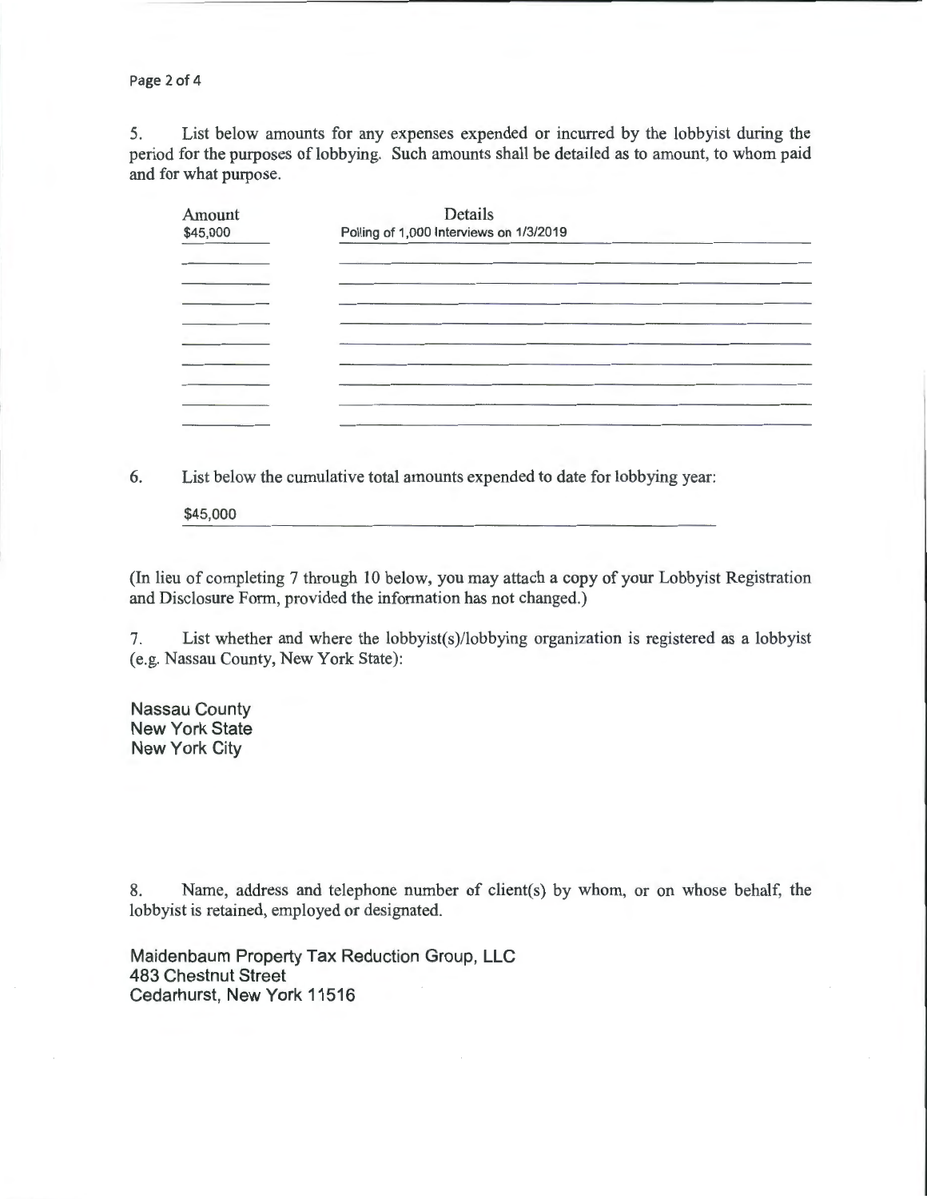5. List below amounts for any expenses expended or incurred by the lobbyist during the period for the purposes of lobbying. Such amounts shall be detailed as to amount, to whom paid and for what purpose.

| Amount | Details |
|---|---|
| $45,000 | Polling of 1,000 Interviews on 1/3/2019 |

6. List below the cumulative total amounts expended to date for lobbying year:

$45,000

(In lieu of completing 7 through 10 below, you may attach a copy of your Lobbyist Registration and Disclosure Form, provided the information has not changed.)

7. List whether and where the lobbyist(s)/lobbying organization is registered as a lobbyist (e.g. Nassau County, New York State):

Nassau County
New York State
New York City

8. Name, address and telephone number of client(s) by whom, or on whose behalf, the lobbyist is retained, employed or designated.

Maidenbaum Property Tax Reduction Group, LLC
483 Chestnut Street
Cedarhurst, New York 11516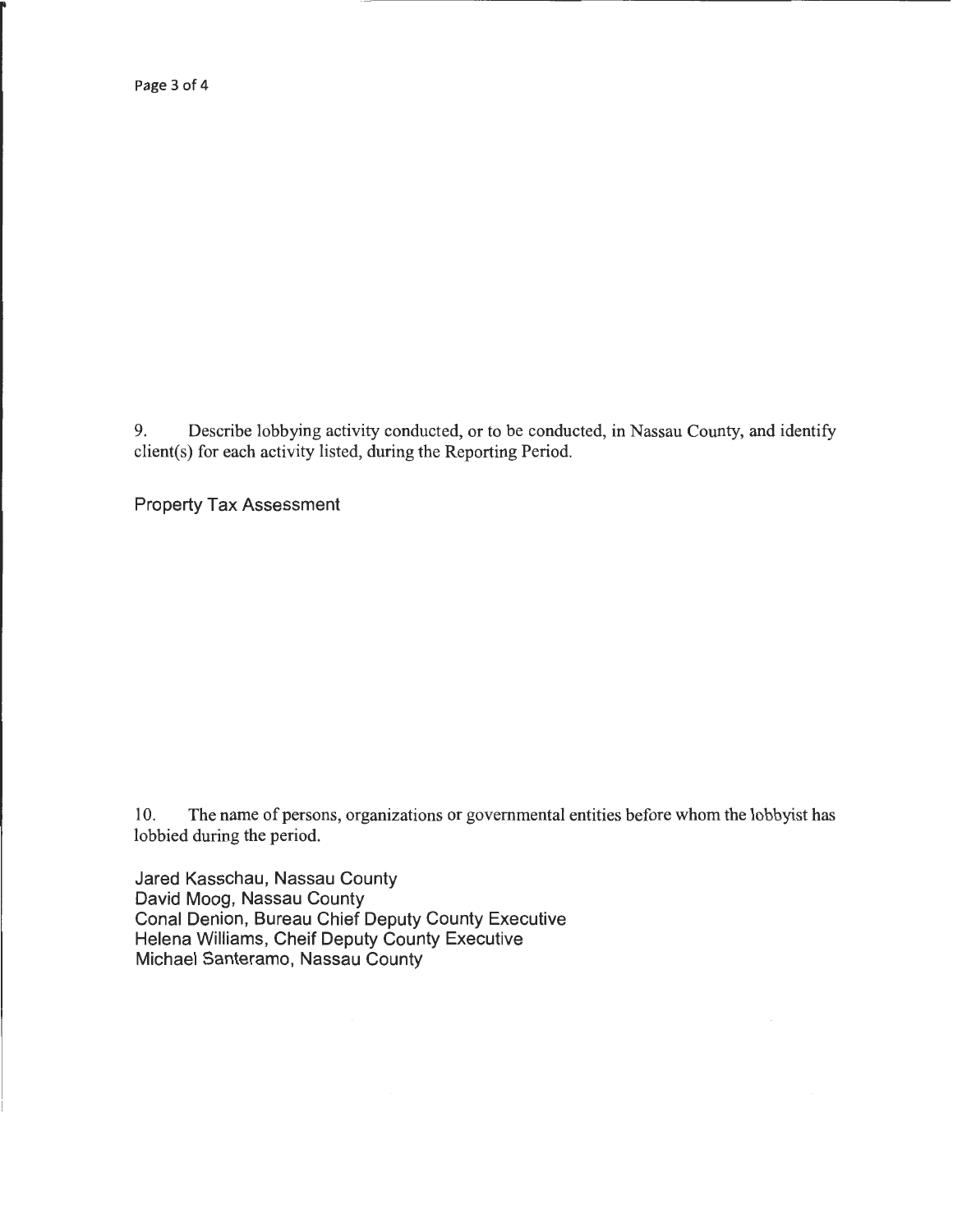9. Describe lobbying activity conducted, or to be conducted, in Nassau County, and identify client(s) for each activity listed, during the Reporting Period.

Property Tax Assessment

10. The name of persons, organizations or governmental entities before whom the lobbyist has lobbied during the period.

Jared Kasschau, Nassau County
David Moog, Nassau County
Conal Denion, Bureau Chief Deputy County Executive
Helena Williams, Cheif Deputy County Executive
Michael Santeramo, Nassau County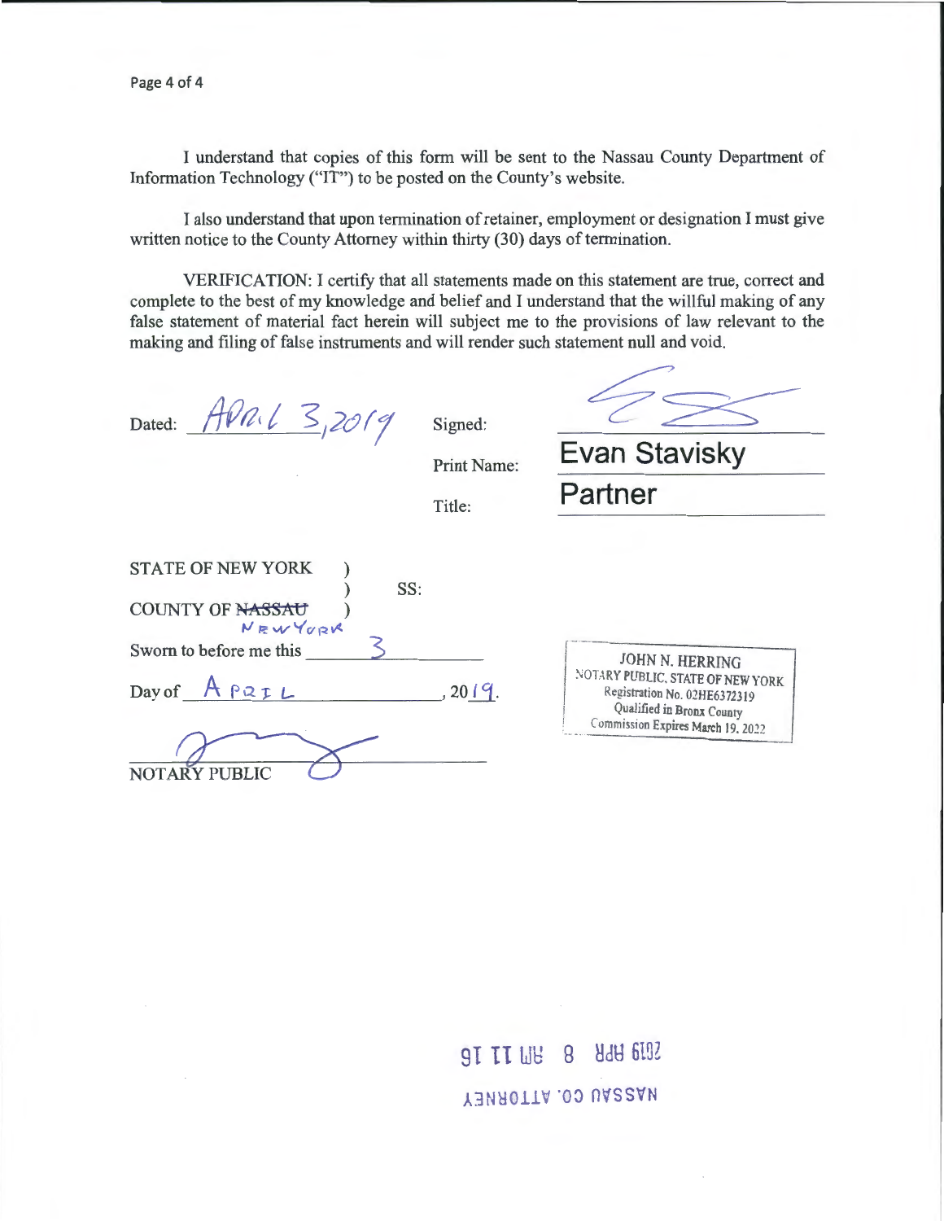I understand that copies of this form will be sent to the Nassau County Department of Information Technology ("IT") to be posted on the County's website.

I also understand that upon termination of retainer, employment or designation I must give written notice to the County Attorney within thirty (30) days of termination.

VERIFICATION: I certify that all statements made on this statement are true, correct and complete to the best of my knowledge and belief and I understand that the willful making of any false statement of material fact herein will subject me to the provisions of law relevant to the making and filing of false instruments and will render such statement null and void.

Dated: April 3, 2019

Signed: ________________

Print Name: **Evan Stavisky**

Title: **Partner**

STATE OF NEW YORK )
) SS:
COUNTY OF ~~NASSAU~~ NEW YORK )

Sworn to before me this 3

Day of APRIL, 2019.

NOTARY PUBLIC

JOHN N. HERRING
NOTARY PUBLIC, STATE OF NEW YORK
Registration No. 02HE6372319
Qualified in Bronx County
Commission Expires March 19, 2022

2019 APR 8 AM 11 16

NASSAU CO. ATTORNEY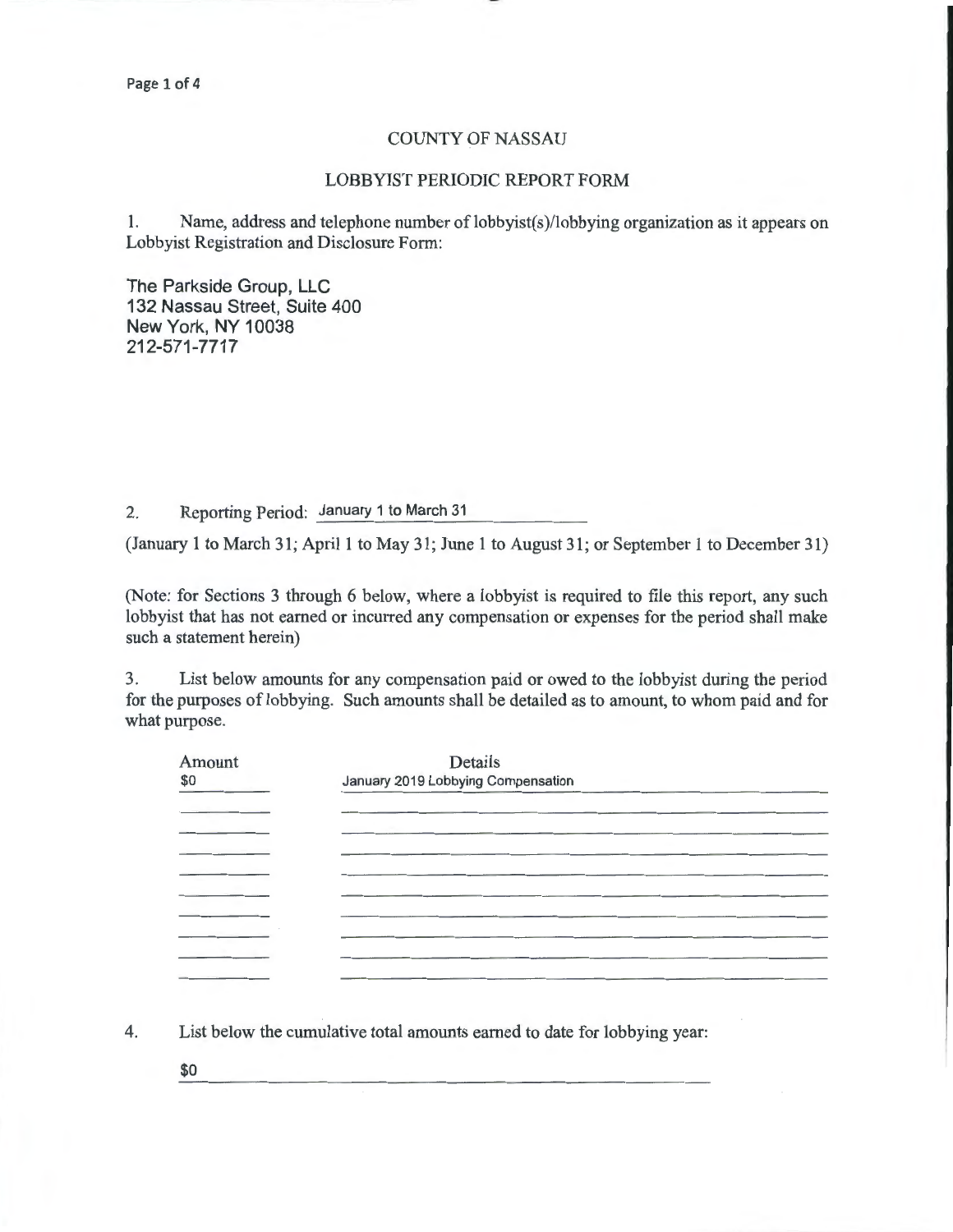# COUNTY OF NASSAU

## LOBBYIST PERIODIC REPORT FORM

1. Name, address and telephone number of lobbyist(s)/lobbying organization as it appears on Lobbyist Registration and Disclosure Form:

The Parkside Group, LLC
132 Nassau Street, Suite 400
New York, NY 10038
212-571-7717

2. Reporting Period: January 1 to March 31

(January 1 to March 31; April 1 to May 31; June 1 to August 31; or September 1 to December 31)

(Note: for Sections 3 through 6 below, where a lobbyist is required to file this report, any such lobbyist that has not earned or incurred any compensation or expenses for the period shall make such a statement herein)

3. List below amounts for any compensation paid or owed to the lobbyist during the period for the purposes of lobbying. Such amounts shall be detailed as to amount, to whom paid and for what purpose.

| Amount | Details |
|---|---|
| $0 | January 2019 Lobbying Compensation |

4. List below the cumulative total amounts earned to date for lobbying year:

$0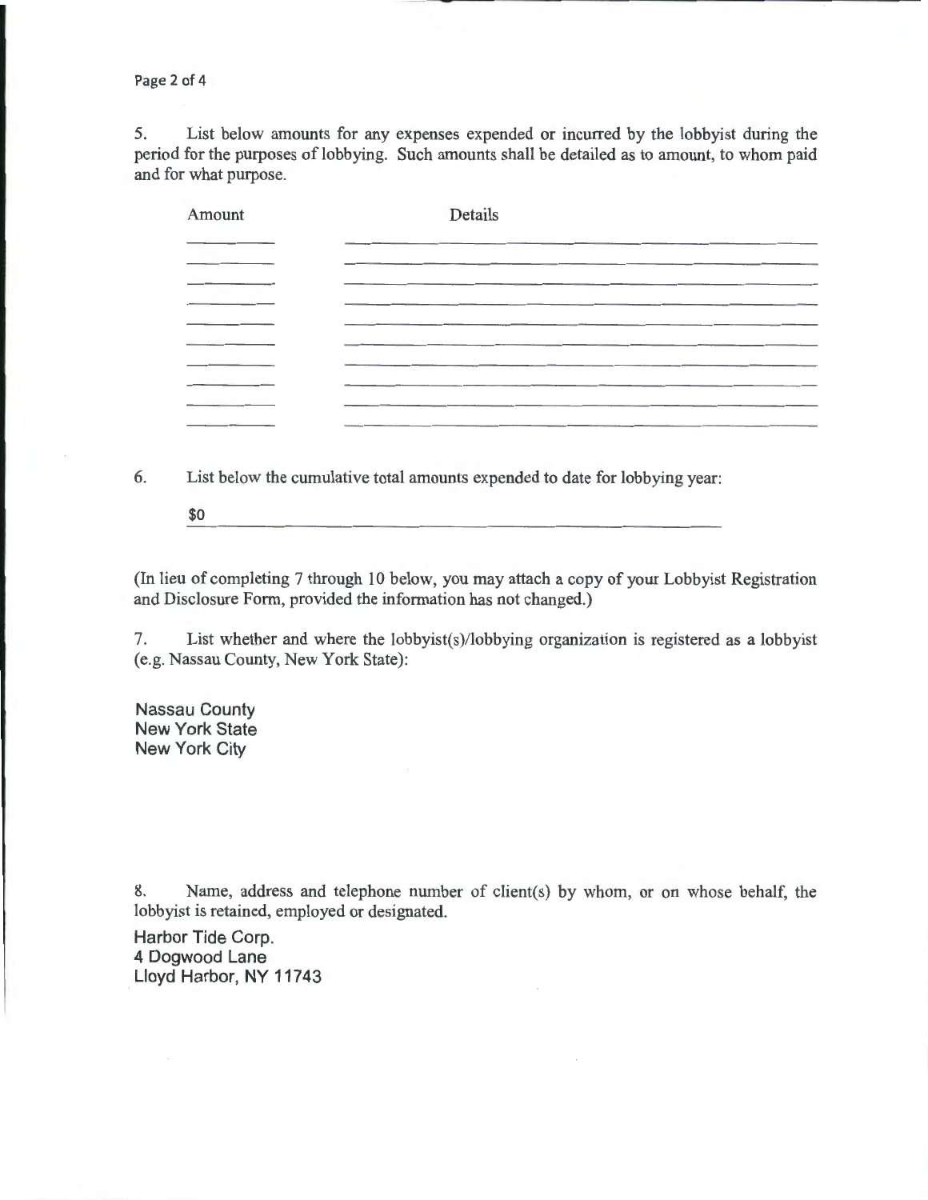5. List below amounts for any expenses expended or incurred by the lobbyist during the period for the purposes of lobbying. Such amounts shall be detailed as to amount, to whom paid and for what purpose.

| Amount | Details |
| --- | --- |
| | |
| | |
| | |
| | |
| | |
| | |
| | |
| | |
| | |
| | |

6. List below the cumulative total amounts expended to date for lobbying year:

$0

(In lieu of completing 7 through 10 below, you may attach a copy of your Lobbyist Registration and Disclosure Form, provided the information has not changed.)

7. List whether and where the lobbyist(s)/lobbying organization is registered as a lobbyist (e.g. Nassau County, New York State):

Nassau County
New York State
New York City

8. Name, address and telephone number of client(s) by whom, or on whose behalf, the lobbyist is retained, employed or designated.

Harbor Tide Corp.
4 Dogwood Lane
Lloyd Harbor, NY 11743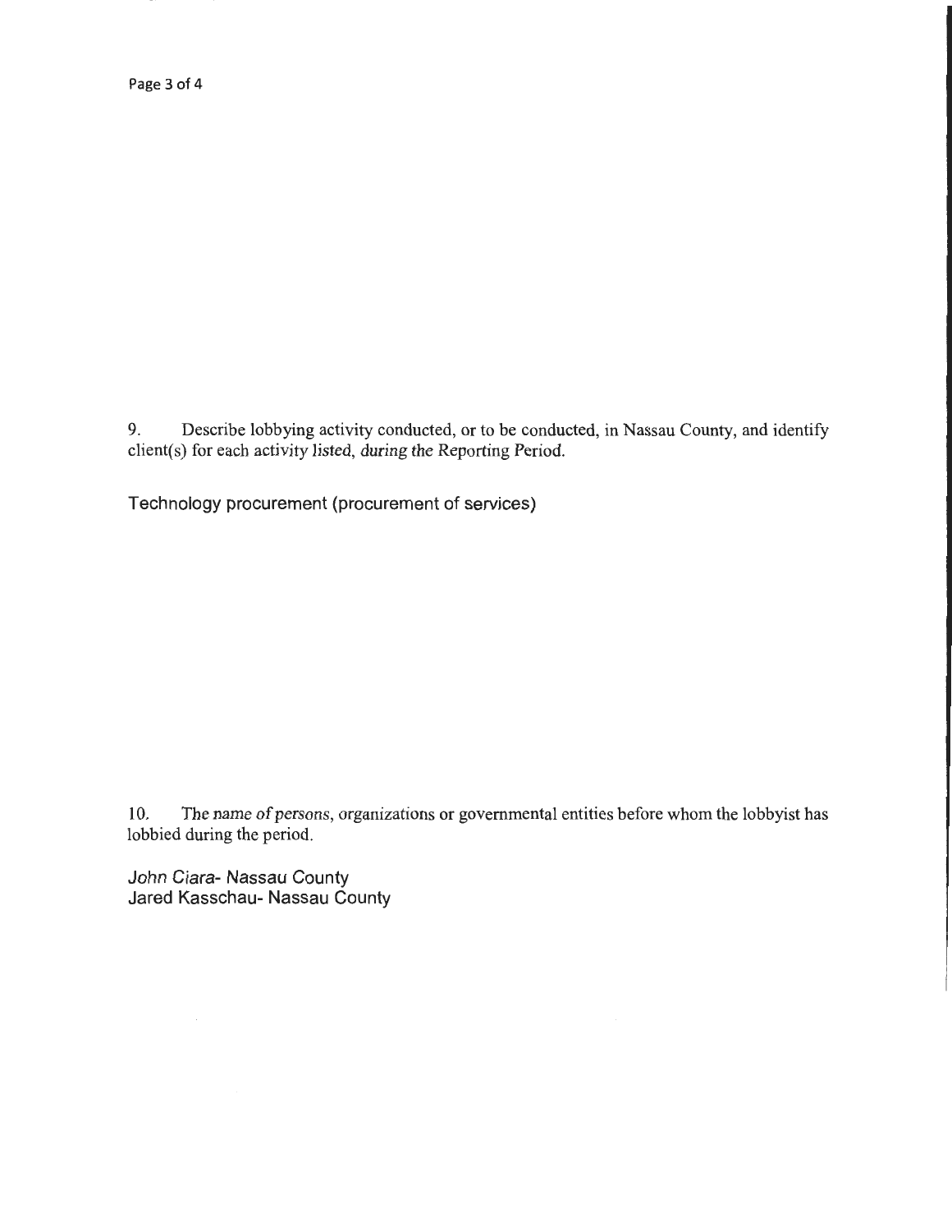9. Describe lobbying activity conducted, or to be conducted, in Nassau County, and identify client(s) for each activity listed, during the Reporting Period.

Technology procurement (procurement of services)

10. The name of persons, organizations or governmental entities before whom the lobbyist has lobbied during the period.

John Ciara- Nassau County
Jared Kasschau- Nassau County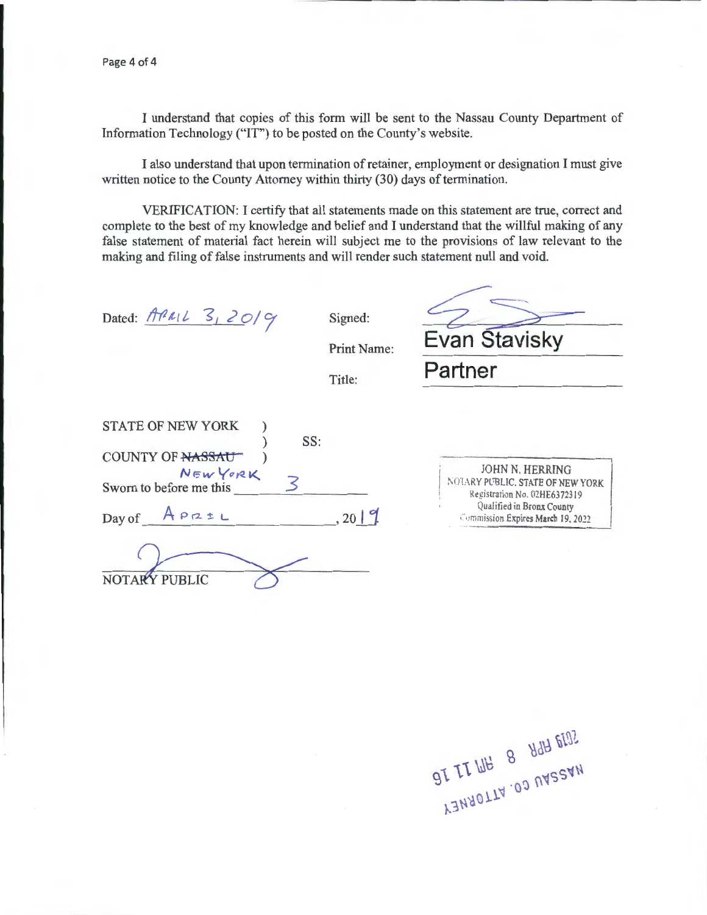I understand that copies of this form will be sent to the Nassau County Department of Information Technology ("IT") to be posted on the County's website.

I also understand that upon termination of retainer, employment or designation I must give written notice to the County Attorney within thirty (30) days of termination.

VERIFICATION: I certify that all statements made on this statement are true, correct and complete to the best of my knowledge and belief and I understand that the willful making of any false statement of material fact herein will subject me to the provisions of law relevant to the making and filing of false instruments and will render such statement null and void.

Dated: APRIL 3, 2019

Signed: [signature]

Print Name: Evan Stavisky

Title: Partner

STATE OF NEW YORK )
) SS:
COUNTY OF ~~NASSAU~~ NEW YORK )

Sworn to before me this 3

Day of APRIL , 2019

[signature]
NOTARY PUBLIC

JOHN N. HERRING
NOTARY PUBLIC, STATE OF NEW YORK
Registration No. 02HE6372319
Qualified in Bronx County
Commission Expires March 19, 2022

2019 APR 8 AM 11 16
NASSAU CO. ATTORNEY